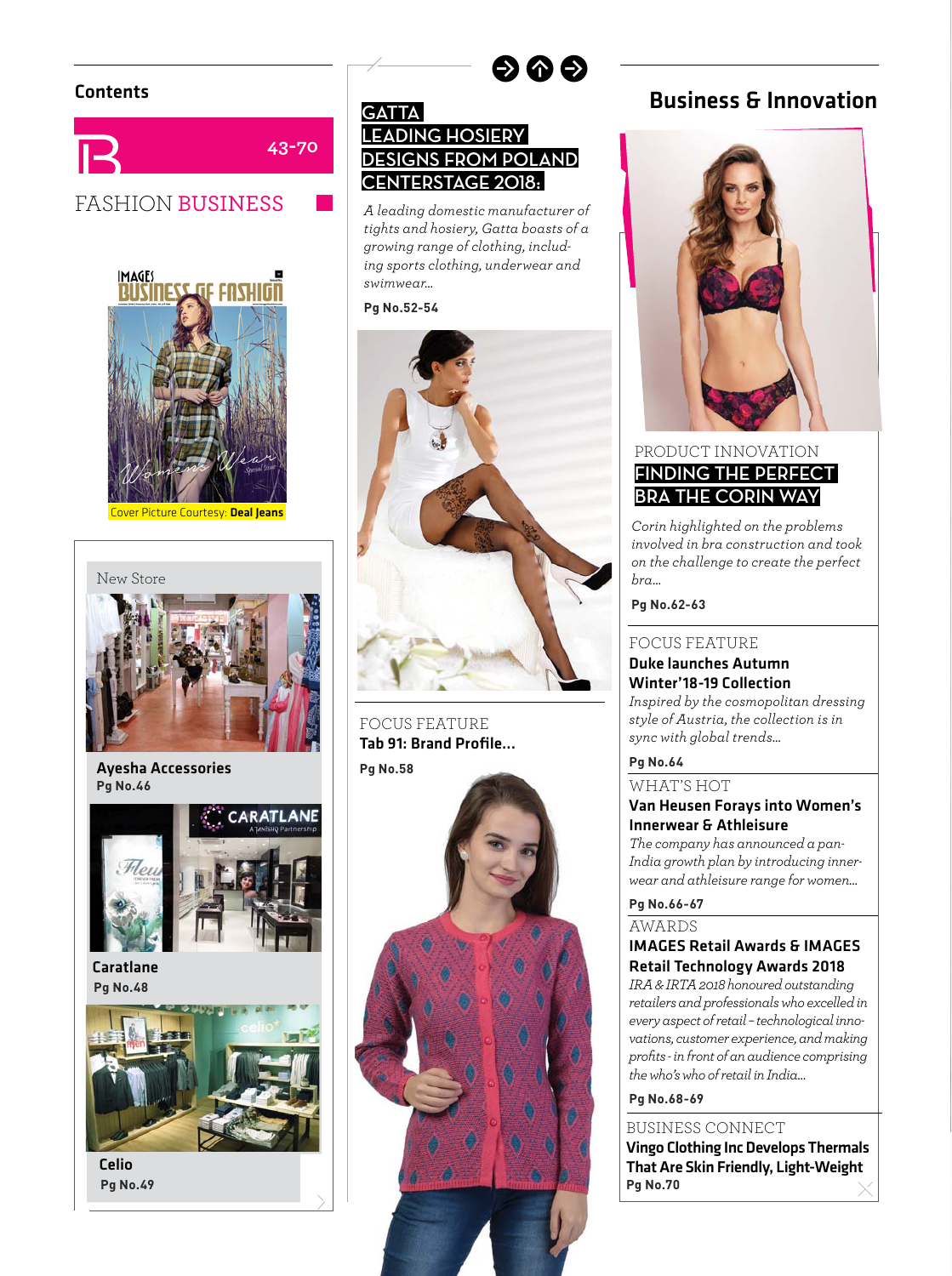## Contents

43-70

# FASHION BUSINESS

Cover Picture Courtesy: **Deal Jeans**

New Store

**Ayesha Accessories**
**Pg No.46**

**Caratlane**
**Pg No.48**

**Celio**
**Pg No.49**

### GATTA LEADING HOSIERY DESIGNS FROM POLAND CENTERSTAGE 2018:

*A leading domestic manufacturer of tights and hosiery, Gatta boasts of a growing range of clothing, including sports clothing, underwear and swimwear...*

**Pg No.52-54**

FOCUS FEATURE
**Tab 91: Brand Profile...**
**Pg No.58**

## Business & Innovation

PRODUCT INNOVATION

### FINDING THE PERFECT BRA THE CORIN WAY

*Corin highlighted on the problems involved in bra construction and took on the challenge to create the perfect bra...*

**Pg No.62-63**

FOCUS FEATURE
**Duke launches Autumn Winter'18-19 Collection**
*Inspired by the cosmopolitan dressing style of Austria, the collection is in sync with global trends...*
**Pg No.64**

WHAT'S HOT
**Van Heusen Forays into Women's Innerwear & Athleisure**
*The company has announced a pan-India growth plan by introducing innerwear and athleisure range for women...*
**Pg No.66-67**

AWARDS
**IMAGES Retail Awards & IMAGES Retail Technology Awards 2018**
*IRA & IRTA 2018 honoured outstanding retailers and professionals who excelled in every aspect of retail – technological innovations, customer experience, and making profits - in front of an audience comprising the who's who of retail in India...*
**Pg No.68-69**

BUSINESS CONNECT
**Vingo Clothing Inc Develops Thermals That Are Skin Friendly, Light-Weight**
**Pg No.70**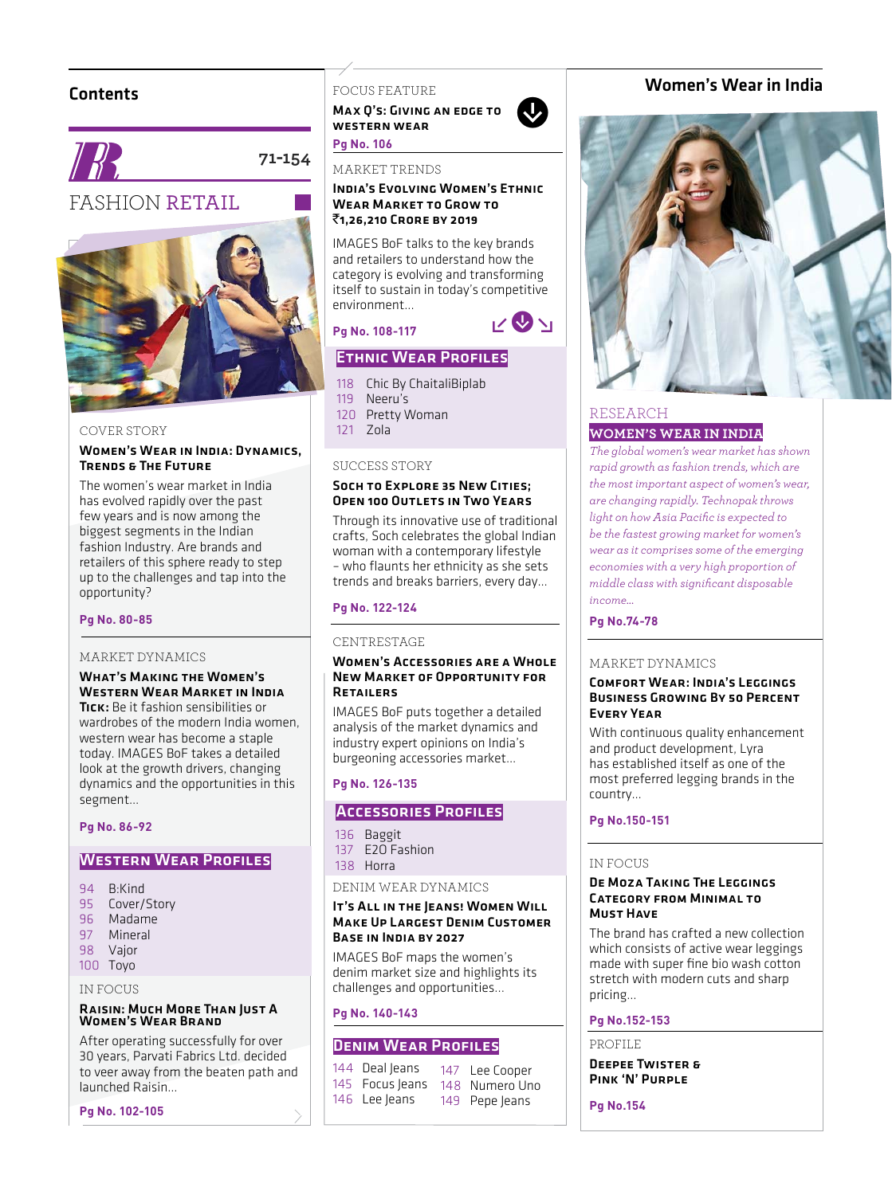# Contents

## FASHION RETAIL 71-154

COVER STORY

**Women's Wear in India: Dynamics, Trends & The Future**

The women's wear market in India has evolved rapidly over the past few years and is now among the biggest segments in the Indian fashion Industry. Are brands and retailers of this sphere ready to step up to the challenges and tap into the opportunity?

**Pg No. 80-85**

MARKET DYNAMICS

**What's Making the Women's Western Wear Market in India Tick:** Be it fashion sensibilities or wardrobes of the modern India women, western wear has become a staple today. IMAGES BoF takes a detailed look at the growth drivers, changing dynamics and the opportunities in this segment...

**Pg No. 86-92**

**Western Wear Profiles**

- 94 B:Kind
- 95 Cover/Story
- 96 Madame
- 97 Mineral
- 98 Vajor
- 100 Toyo

IN FOCUS

**Raisin: Much More Than Just A Women's Wear Brand**

After operating successfully for over 30 years, Parvati Fabrics Ltd. decided to veer away from the beaten path and launched Raisin...

**Pg No. 102-105**

FOCUS FEATURE

**Max Q's: Giving an Edge to Western Wear**

**Pg No. 106**

MARKET TRENDS

**India's Evolving Women's Ethnic Wear Market to Grow to ₹1,26,210 Crore by 2019**

IMAGES BoF talks to the key brands and retailers to understand how the category is evolving and transforming itself to sustain in today's competitive environment...

**Pg No. 108-117**

**Ethnic Wear Profiles**

- 118 Chic By ChaitaliBiplab
- 119 Neeru's
- 120 Pretty Woman
- 121 Zola

SUCCESS STORY

**Soch to Explore 35 New Cities; Open 100 Outlets in Two Years**

Through its innovative use of traditional crafts, Soch celebrates the global Indian woman with a contemporary lifestyle – who flaunts her ethnicity as she sets trends and breaks barriers, every day...

**Pg No. 122-124**

CENTRESTAGE

**Women's Accessories are a Whole New Market of Opportunity for Retailers**

IMAGES BoF puts together a detailed analysis of the market dynamics and industry expert opinions on India's burgeoning accessories market...

**Pg No. 126-135**

**Accessories Profiles**

- 136 Baggit
- 137 E2O Fashion
- 138 Horra

DENIM WEAR DYNAMICS

**It's All in the Jeans! Women Will Make Up Largest Denim Customer Base in India by 2027**

IMAGES BoF maps the women's denim market size and highlights its challenges and opportunities...

**Pg No. 140-143**

**Denim Wear Profiles**

- 144 Deal Jeans
- 145 Focus Jeans
- 146 Lee Jeans
- 147 Lee Cooper
- 148 Numero Uno
- 149 Pepe Jeans

## Women's Wear in India

RESEARCH

**WOMEN'S WEAR IN INDIA**

*The global women's wear market has shown rapid growth as fashion trends, which are the most important aspect of women's wear, are changing rapidly. Technopak throws light on how Asia Pacific is expected to be the fastest growing market for women's wear as it comprises some of the emerging economies with a very high proportion of middle class with significant disposable income...*

**Pg No.74-78**

MARKET DYNAMICS

**Comfort Wear: India's Leggings Business Growing By 50 Percent Every Year**

With continuous quality enhancement and product development, Lyra has established itself as one of the most preferred legging brands in the country...

**Pg No.150-151**

IN FOCUS

**De Moza Taking The Leggings Category From Minimal to Must Have**

The brand has crafted a new collection which consists of active wear leggings made with super fine bio wash cotton stretch with modern cuts and sharp pricing...

**Pg No.152-153**

PROFILE

**Deepee Twister & Pink 'N' Purple**

**Pg No.154**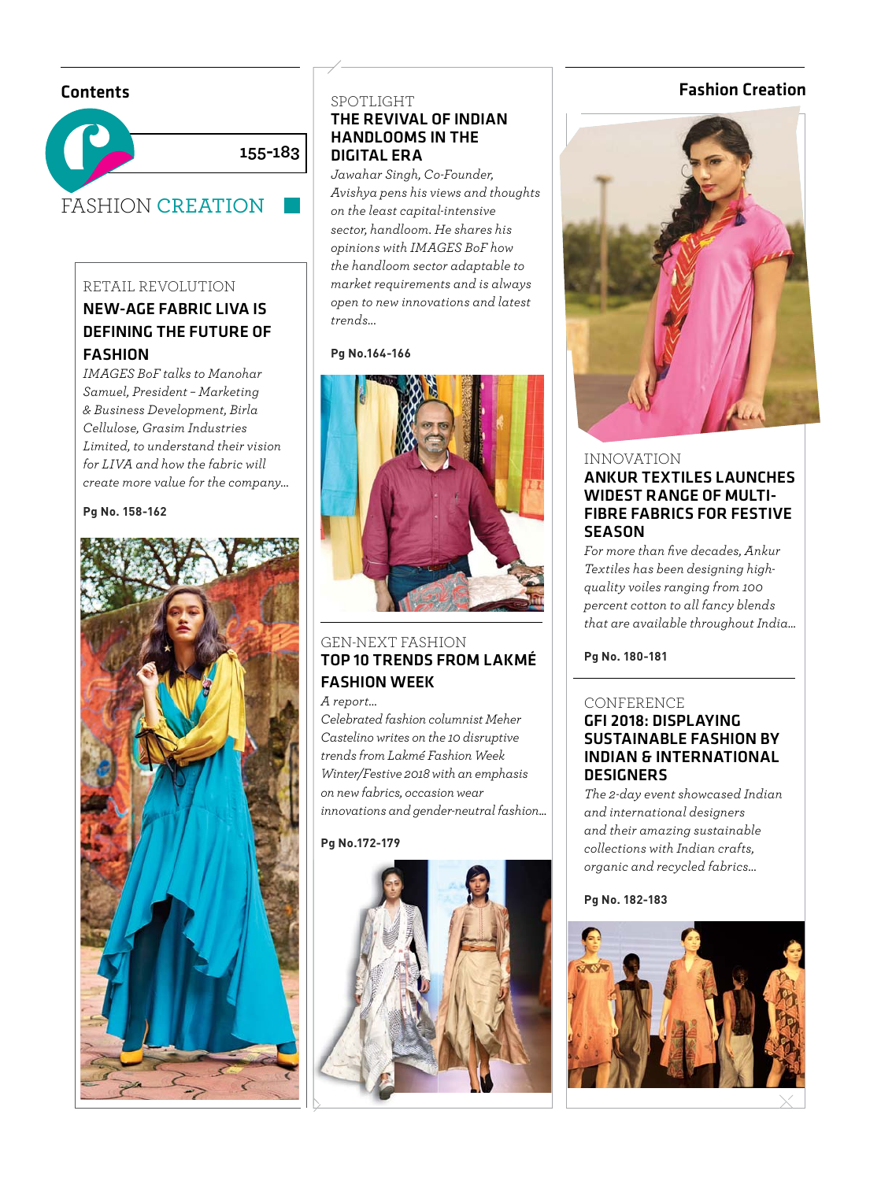## Contents

155-183

FASHION CREATION

### RETAIL REVOLUTION
### NEW-AGE FABRIC LIVA IS DEFINING THE FUTURE OF FASHION

*IMAGES BoF talks to Manohar Samuel, President – Marketing & Business Development, Birla Cellulose, Grasim Industries Limited, to understand their vision for LIVA and how the fabric will create more value for the company...*

**Pg No. 158-162**

### SPOTLIGHT
### THE REVIVAL OF INDIAN HANDLOOMS IN THE DIGITAL ERA

*Jawahar Singh, Co-Founder, Avishya pens his views and thoughts on the least capital-intensive sector, handloom. He shares his opinions with IMAGES BoF how the handloom sector adaptable to market requirements and is always open to new innovations and latest trends...*

**Pg No.164-166**

### GEN-NEXT FASHION
### TOP 10 TRENDS FROM LAKMÉ FASHION WEEK

*A report...*
*Celebrated fashion columnist Meher Castelino writes on the 10 disruptive trends from Lakmé Fashion Week Winter/Festive 2018 with an emphasis on new fabrics, occasion wear innovations and gender-neutral fashion...*

**Pg No.172-179**

## Fashion Creation

### INNOVATION
### ANKUR TEXTILES LAUNCHES WIDEST RANGE OF MULTI-FIBRE FABRICS FOR FESTIVE SEASON

*For more than five decades, Ankur Textiles has been designing high-quality voiles ranging from 100 percent cotton to all fancy blends that are available throughout India...*

**Pg No. 180-181**

### CONFERENCE
### GFI 2018: DISPLAYING SUSTAINABLE FASHION BY INDIAN & INTERNATIONAL DESIGNERS

*The 2-day event showcased Indian and international designers and their amazing sustainable collections with Indian crafts, organic and recycled fabrics...*

**Pg No. 182-183**